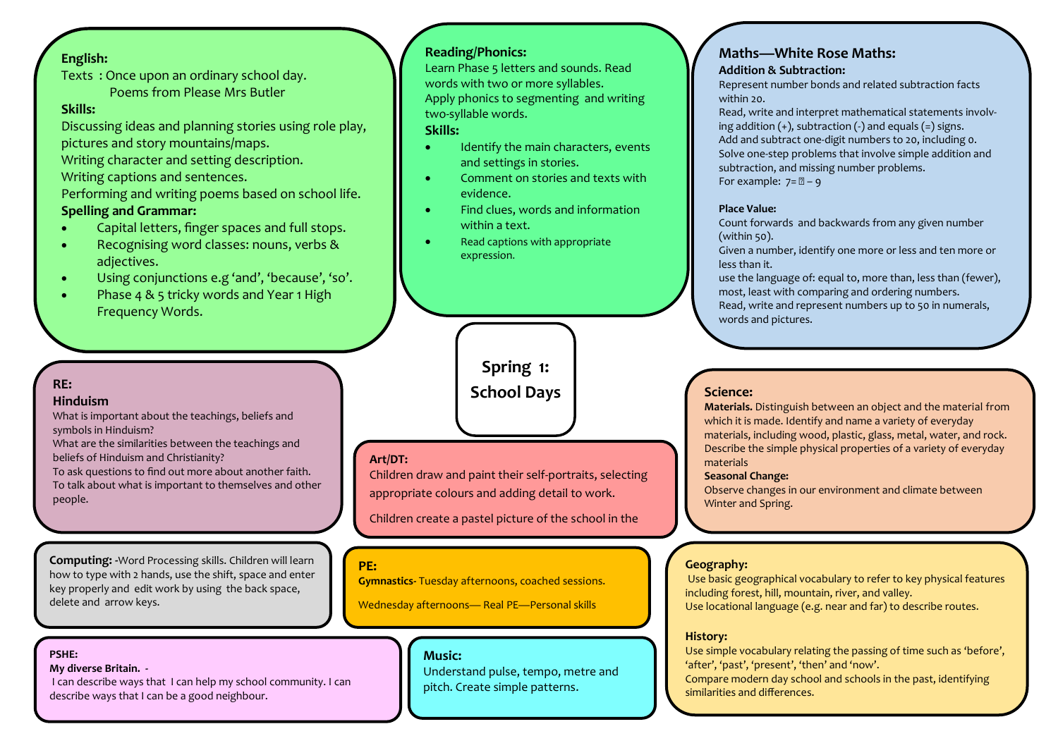# Spring 1: School Days

## English:

Texts : Once upon an ordinary school day.
Poems from Please Mrs Butler

**Skills:**

Discussing ideas and planning stories using role play, pictures and story mountains/maps.
Writing character and setting description.
Writing captions and sentences.
Performing and writing poems based on school life.

**Spelling and Grammar:**

- Capital letters, finger spaces and full stops.
- Recognising word classes: nouns, verbs & adjectives.
- Using conjunctions e.g 'and', 'because', 'so'.
- Phase 4 & 5 tricky words and Year 1 High Frequency Words.

## Reading/Phonics:

Learn Phase 5 letters and sounds. Read words with two or more syllables.
Apply phonics to segmenting and writing two-syllable words.

**Skills:**

- Identify the main characters, events and settings in stories.
- Comment on stories and texts with evidence.
- Find clues, words and information within a text.
- Read captions with appropriate expression.

## Maths—White Rose Maths:

**Addition & Subtraction:**

Represent number bonds and related subtraction facts within 20.
Read, write and interpret mathematical statements involving addition (+), subtraction (-) and equals (=) signs.
Add and subtract one-digit numbers to 20, including 0.
Solve one-step problems that involve simple addition and subtraction, and missing number problems.
For example: 7= ▯ – 9

**Place Value:**

Count forwards and backwards from any given number (within 50).
Given a number, identify one more or less and ten more or less than it.
use the language of: equal to, more than, less than (fewer), most, least with comparing and ordering numbers.
Read, write and represent numbers up to 50 in numerals, words and pictures.

## RE:

**Hinduism**

What is important about the teachings, beliefs and symbols in Hinduism?
What are the similarities between the teachings and beliefs of Hinduism and Christianity?
To ask questions to find out more about another faith.
To talk about what is important to themselves and other people.

## Art/DT:

Children draw and paint their self-portraits, selecting appropriate colours and adding detail to work.

Children create a pastel picture of the school in the

## Science:

**Materials.** Distinguish between an object and the material from which it is made. Identify and name a variety of everyday materials, including wood, plastic, glass, metal, water, and rock. Describe the simple physical properties of a variety of everyday materials

**Seasonal Change:**

Observe changes in our environment and climate between Winter and Spring.

## Computing:

-Word Processing skills. Children will learn how to type with 2 hands, use the shift, space and enter key properly and edit work by using the back space, delete and arrow keys.

## PE:

**Gymnastics**- Tuesday afternoons, coached sessions.

Wednesday afternoons— Real PE—Personal skills

## Geography:

Use basic geographical vocabulary to refer to key physical features including forest, hill, mountain, river, and valley.
Use locational language (e.g. near and far) to describe routes.

## History:

Use simple vocabulary relating the passing of time such as 'before', 'after', 'past', 'present', 'then' and 'now'.
Compare modern day school and schools in the past, identifying similarities and differences.

## PSHE:

**My diverse Britain.** -

I can describe ways that I can help my school community. I can describe ways that I can be a good neighbour.

## Music:

Understand pulse, tempo, metre and pitch. Create simple patterns.